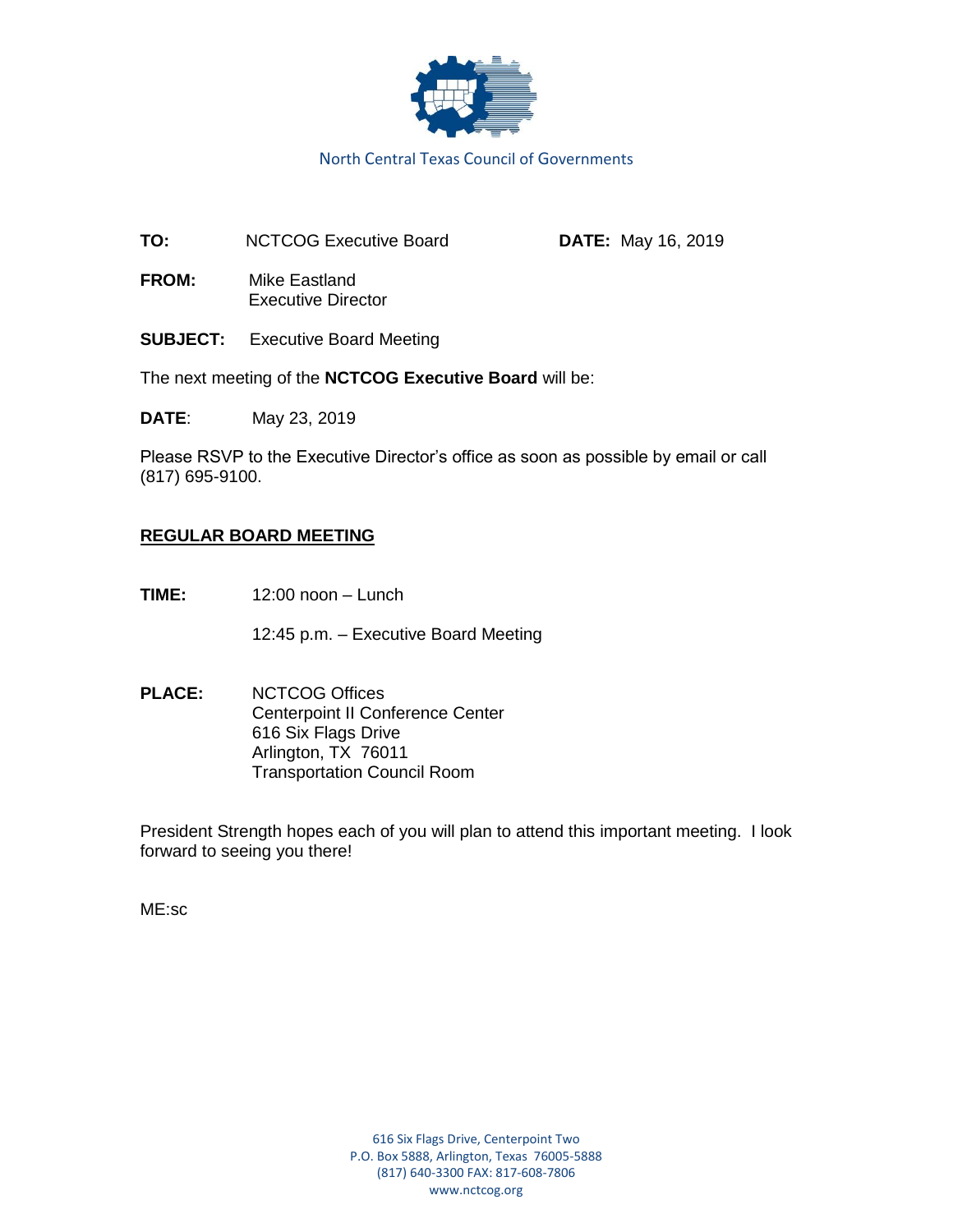North Central Texas Council of Governments

**TO:** NCTCOG Executive Board **DATE:** May 16, 2019

**FROM:** Mike Eastland
Executive Director

**SUBJECT:** Executive Board Meeting

The next meeting of the **NCTCOG Executive Board** will be:

**DATE**: May 23, 2019

Please RSVP to the Executive Director's office as soon as possible by email or call (817) 695-9100.

## REGULAR BOARD MEETING

**TIME:** 12:00 noon – Lunch

12:45 p.m. – Executive Board Meeting

**PLACE:** NCTCOG Offices
Centerpoint II Conference Center
616 Six Flags Drive
Arlington, TX 76011
Transportation Council Room

President Strength hopes each of you will plan to attend this important meeting. I look forward to seeing you there!

ME:sc

616 Six Flags Drive, Centerpoint Two
P.O. Box 5888, Arlington, Texas 76005-5888
(817) 640-3300 FAX: 817-608-7806
www.nctcog.org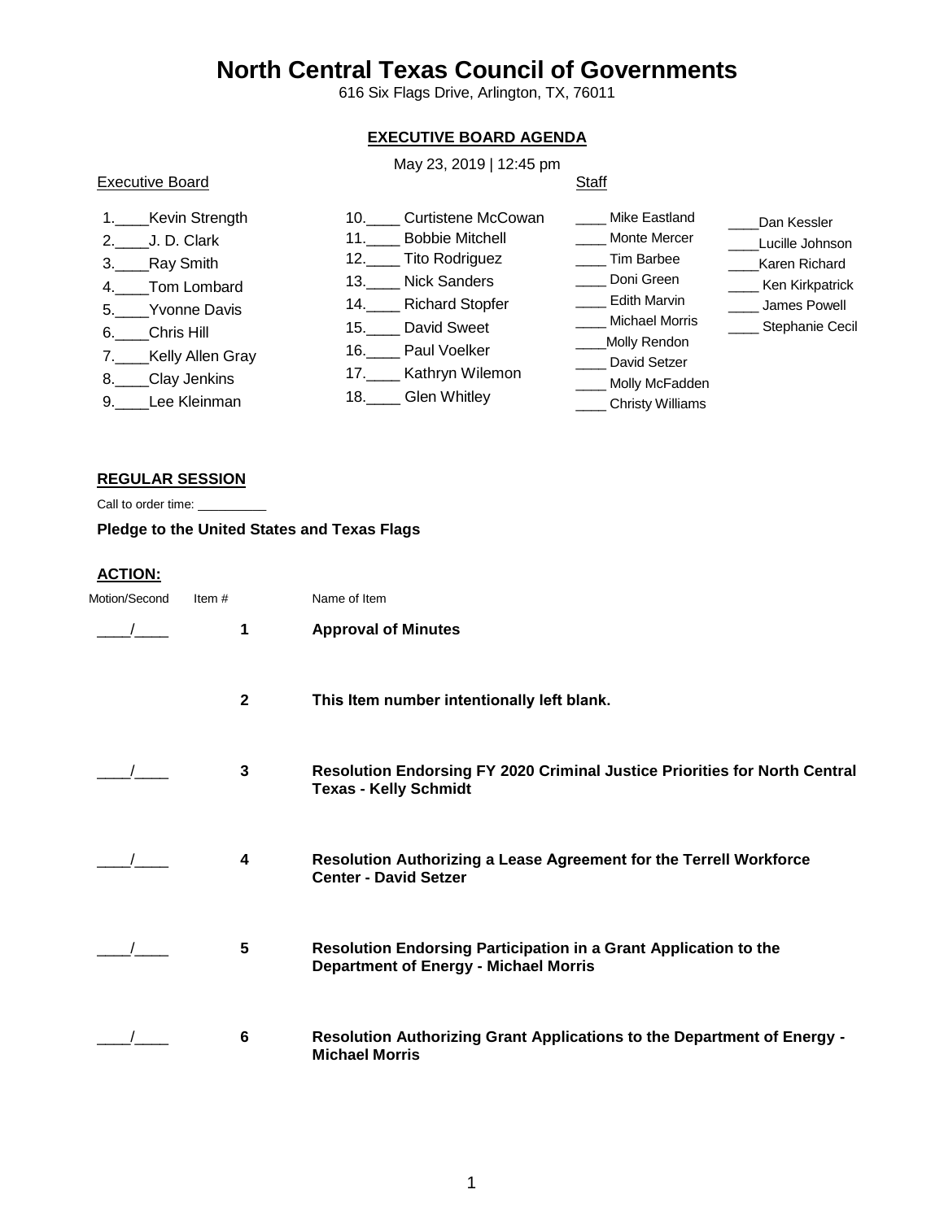# North Central Texas Council of Governments

616 Six Flags Drive, Arlington, TX, 76011

**EXECUTIVE BOARD AGENDA**

May 23, 2019 | 12:45 pm

Executive Board

1.____Kevin Strength
2.____J. D. Clark
3.____Ray Smith
4.____Tom Lombard
5.____Yvonne Davis
6.____Chris Hill
7.____Kelly Allen Gray
8.____Clay Jenkins
9.____Lee Kleinman
10.____ Curtistene McCowan
11.____ Bobbie Mitchell
12.____ Tito Rodriguez
13.____ Nick Sanders
14.____ Richard Stopfer
15.____ David Sweet
16.____ Paul Voelker
17.____ Kathryn Wilemon
18.____ Glen Whitley

Staff

____ Mike Eastland
____ Monte Mercer
____ Tim Barbee
____ Doni Green
____ Edith Marvin
____ Michael Morris
____Molly Rendon
____ David Setzer
____ Molly McFadden
____ Christy Williams
____Dan Kessler
____Lucille Johnson
____Karen Richard
____ Ken Kirkpatrick
____ James Powell
____ Stephanie Cecil

**REGULAR SESSION**

Call to order time: __________

**Pledge to the United States and Texas Flags**

**ACTION:**

| Motion/Second | Item # | Name of Item |
|---|---|---|
| ____/____ | 1 | **Approval of Minutes** |
| | 2 | **This Item number intentionally left blank.** |
| ____/____ | 3 | **Resolution Endorsing FY 2020 Criminal Justice Priorities for North Central Texas - Kelly Schmidt** |
| ____/____ | 4 | **Resolution Authorizing a Lease Agreement for the Terrell Workforce Center - David Setzer** |
| ____/____ | 5 | **Resolution Endorsing Participation in a Grant Application to the Department of Energy - Michael Morris** |
| ____/____ | 6 | **Resolution Authorizing Grant Applications to the Department of Energy - Michael Morris** |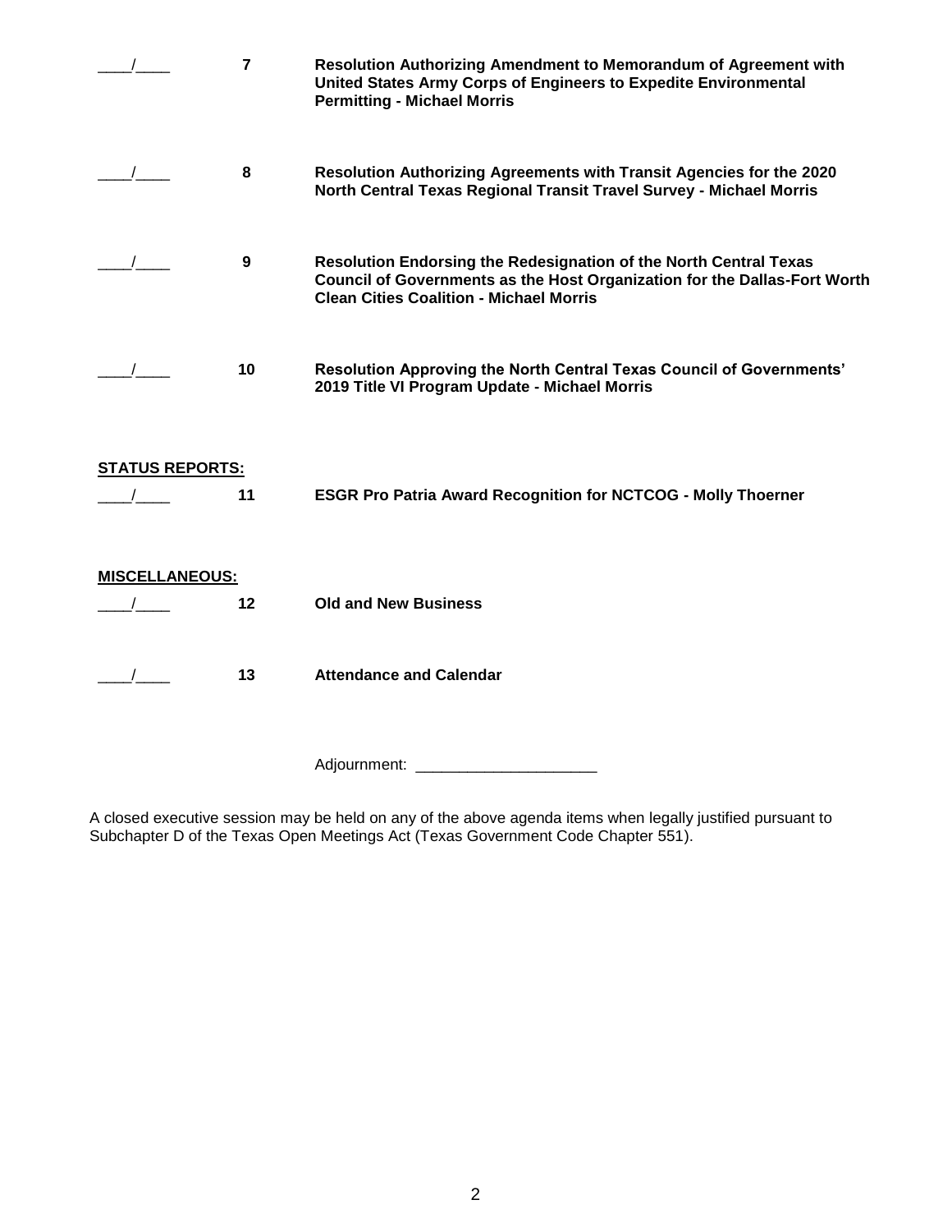____/____ **7** **Resolution Authorizing Amendment to Memorandum of Agreement with United States Army Corps of Engineers to Expedite Environmental Permitting - Michael Morris**

____/____ **8** **Resolution Authorizing Agreements with Transit Agencies for the 2020 North Central Texas Regional Transit Travel Survey - Michael Morris**

____/____ **9** **Resolution Endorsing the Redesignation of the North Central Texas Council of Governments as the Host Organization for the Dallas-Fort Worth Clean Cities Coalition - Michael Morris**

____/____ **10** **Resolution Approving the North Central Texas Council of Governments' 2019 Title VI Program Update - Michael Morris**

**STATUS REPORTS:**

____/____ **11** **ESGR Pro Patria Award Recognition for NCTCOG - Molly Thoerner**

**MISCELLANEOUS:**

____/____ **12** **Old and New Business**

____/____ **13** **Attendance and Calendar**

Adjournment: ____________________

A closed executive session may be held on any of the above agenda items when legally justified pursuant to Subchapter D of the Texas Open Meetings Act (Texas Government Code Chapter 551).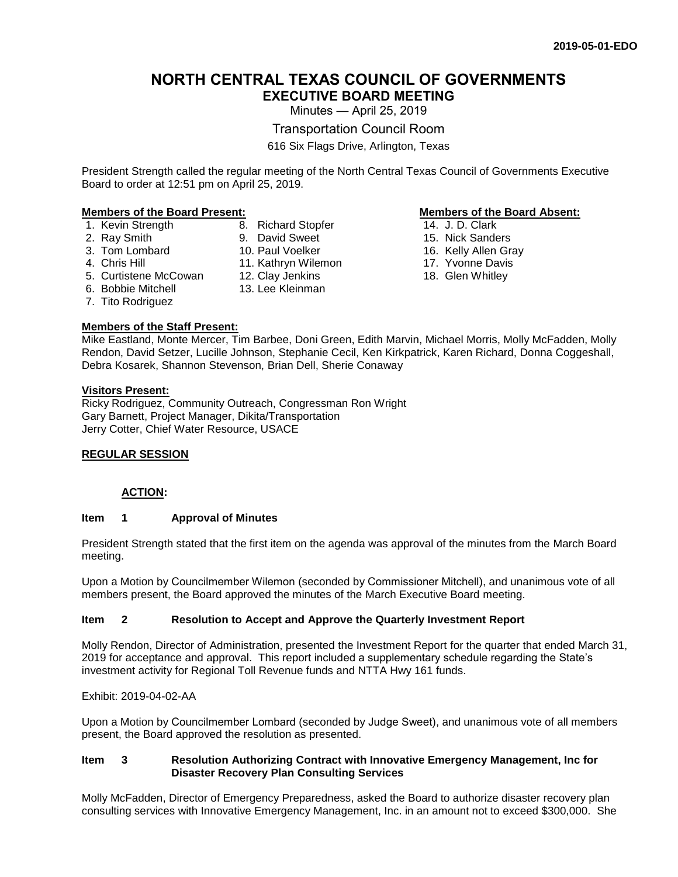2019-05-01-EDO

# NORTH CENTRAL TEXAS COUNCIL OF GOVERNMENTS
## EXECUTIVE BOARD MEETING

Minutes — April 25, 2019

Transportation Council Room

616 Six Flags Drive, Arlington, Texas

President Strength called the regular meeting of the North Central Texas Council of Governments Executive Board to order at 12:51 pm on April 25, 2019.

**Members of the Board Present:**

1. Kevin Strength
2. Ray Smith
3. Tom Lombard
4. Chris Hill
5. Curtistene McCowan
6. Bobbie Mitchell
7. Tito Rodriguez
8. Richard Stopfer
9. David Sweet
10. Paul Voelker
11. Kathryn Wilemon
12. Clay Jenkins
13. Lee Kleinman

**Members of the Board Absent:**

14. J. D. Clark
15. Nick Sanders
16. Kelly Allen Gray
17. Yvonne Davis
18. Glen Whitley

**Members of the Staff Present:**

Mike Eastland, Monte Mercer, Tim Barbee, Doni Green, Edith Marvin, Michael Morris, Molly McFadden, Molly Rendon, David Setzer, Lucille Johnson, Stephanie Cecil, Ken Kirkpatrick, Karen Richard, Donna Coggeshall, Debra Kosarek, Shannon Stevenson, Brian Dell, Sherie Conaway

**Visitors Present:**

Ricky Rodriguez, Community Outreach, Congressman Ron Wright
Gary Barnett, Project Manager, Dikita/Transportation
Jerry Cotter, Chief Water Resource, USACE

**REGULAR SESSION**

**ACTION:**

**Item 1 Approval of Minutes**

President Strength stated that the first item on the agenda was approval of the minutes from the March Board meeting.

Upon a Motion by Councilmember Wilemon (seconded by Commissioner Mitchell), and unanimous vote of all members present, the Board approved the minutes of the March Executive Board meeting.

**Item 2 Resolution to Accept and Approve the Quarterly Investment Report**

Molly Rendon, Director of Administration, presented the Investment Report for the quarter that ended March 31, 2019 for acceptance and approval. This report included a supplementary schedule regarding the State's investment activity for Regional Toll Revenue funds and NTTA Hwy 161 funds.

Exhibit: 2019-04-02-AA

Upon a Motion by Councilmember Lombard (seconded by Judge Sweet), and unanimous vote of all members present, the Board approved the resolution as presented.

**Item 3 Resolution Authorizing Contract with Innovative Emergency Management, Inc for Disaster Recovery Plan Consulting Services**

Molly McFadden, Director of Emergency Preparedness, asked the Board to authorize disaster recovery plan consulting services with Innovative Emergency Management, Inc. in an amount not to exceed $300,000. She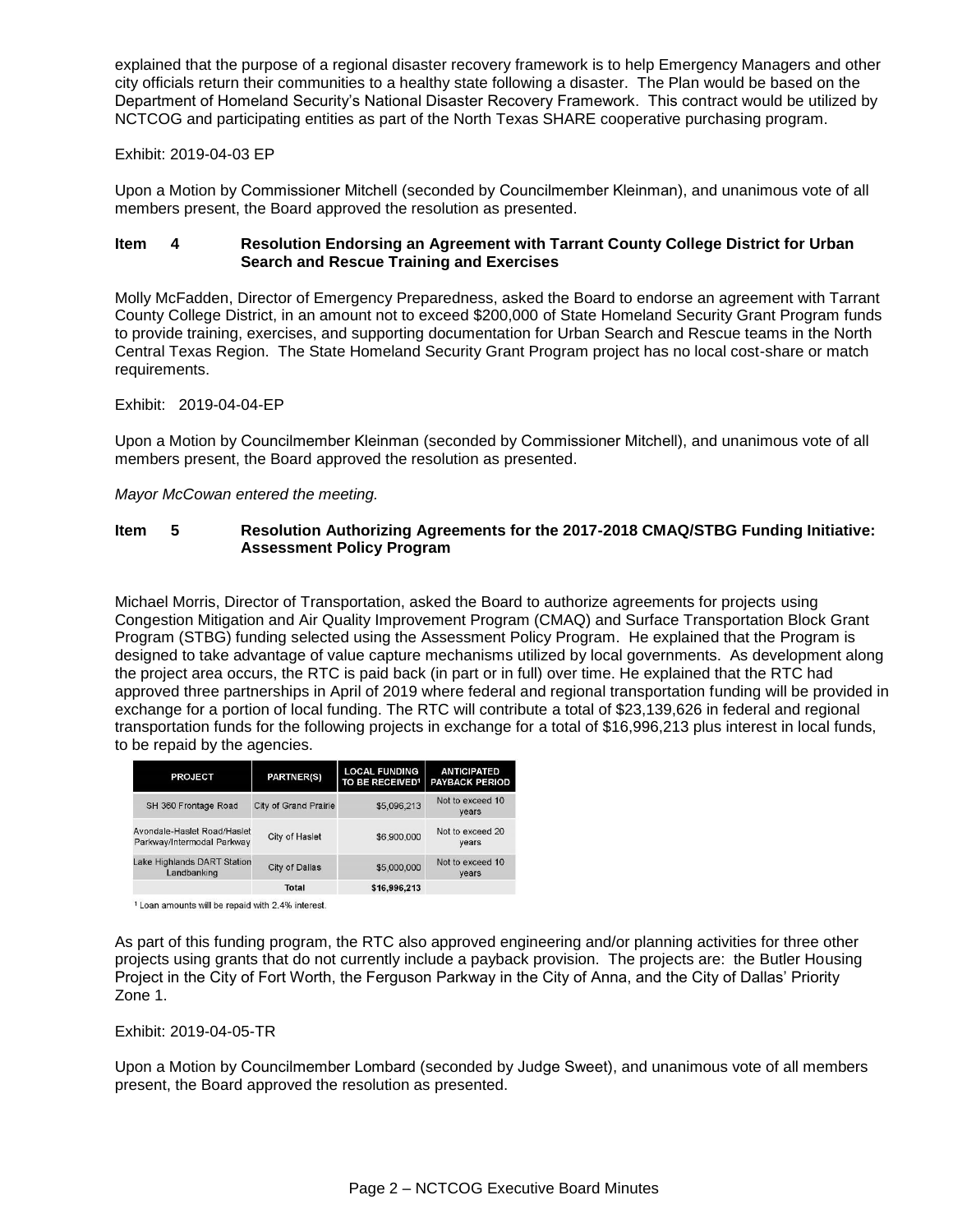explained that the purpose of a regional disaster recovery framework is to help Emergency Managers and other city officials return their communities to a healthy state following a disaster. The Plan would be based on the Department of Homeland Security's National Disaster Recovery Framework. This contract would be utilized by NCTCOG and participating entities as part of the North Texas SHARE cooperative purchasing program.

Exhibit: 2019-04-03 EP

Upon a Motion by Commissioner Mitchell (seconded by Councilmember Kleinman), and unanimous vote of all members present, the Board approved the resolution as presented.

**Item 4 Resolution Endorsing an Agreement with Tarrant County College District for Urban Search and Rescue Training and Exercises**

Molly McFadden, Director of Emergency Preparedness, asked the Board to endorse an agreement with Tarrant County College District, in an amount not to exceed $200,000 of State Homeland Security Grant Program funds to provide training, exercises, and supporting documentation for Urban Search and Rescue teams in the North Central Texas Region. The State Homeland Security Grant Program project has no local cost-share or match requirements.

Exhibit: 2019-04-04-EP

Upon a Motion by Councilmember Kleinman (seconded by Commissioner Mitchell), and unanimous vote of all members present, the Board approved the resolution as presented.

*Mayor McCowan entered the meeting.*

**Item 5 Resolution Authorizing Agreements for the 2017-2018 CMAQ/STBG Funding Initiative: Assessment Policy Program**

Michael Morris, Director of Transportation, asked the Board to authorize agreements for projects using Congestion Mitigation and Air Quality Improvement Program (CMAQ) and Surface Transportation Block Grant Program (STBG) funding selected using the Assessment Policy Program. He explained that the Program is designed to take advantage of value capture mechanisms utilized by local governments. As development along the project area occurs, the RTC is paid back (in part or in full) over time. He explained that the RTC had approved three partnerships in April of 2019 where federal and regional transportation funding will be provided in exchange for a portion of local funding. The RTC will contribute a total of $23,139,626 in federal and regional transportation funds for the following projects in exchange for a total of $16,996,213 plus interest in local funds, to be repaid by the agencies.

| PROJECT | PARTNER(S) | LOCAL FUNDING TO BE RECEIVED[1] | ANTICIPATED PAYBACK PERIOD |
|---|---|---|---|
| SH 360 Frontage Road | City of Grand Prairie | $5,096,213 | Not to exceed 10 years |
| Avondale-Haslet Road/Haslet Parkway/Intermodal Parkway | City of Haslet | $6,900,000 | Not to exceed 20 years |
| Lake Highlands DART Station Landbanking | City of Dallas | $5,000,000 | Not to exceed 10 years |
| | Total | $16,996,213 | |

[1] Loan amounts will be repaid with 2.4% interest.

As part of this funding program, the RTC also approved engineering and/or planning activities for three other projects using grants that do not currently include a payback provision. The projects are: the Butler Housing Project in the City of Fort Worth, the Ferguson Parkway in the City of Anna, and the City of Dallas' Priority Zone 1.

Exhibit: 2019-04-05-TR

Upon a Motion by Councilmember Lombard (seconded by Judge Sweet), and unanimous vote of all members present, the Board approved the resolution as presented.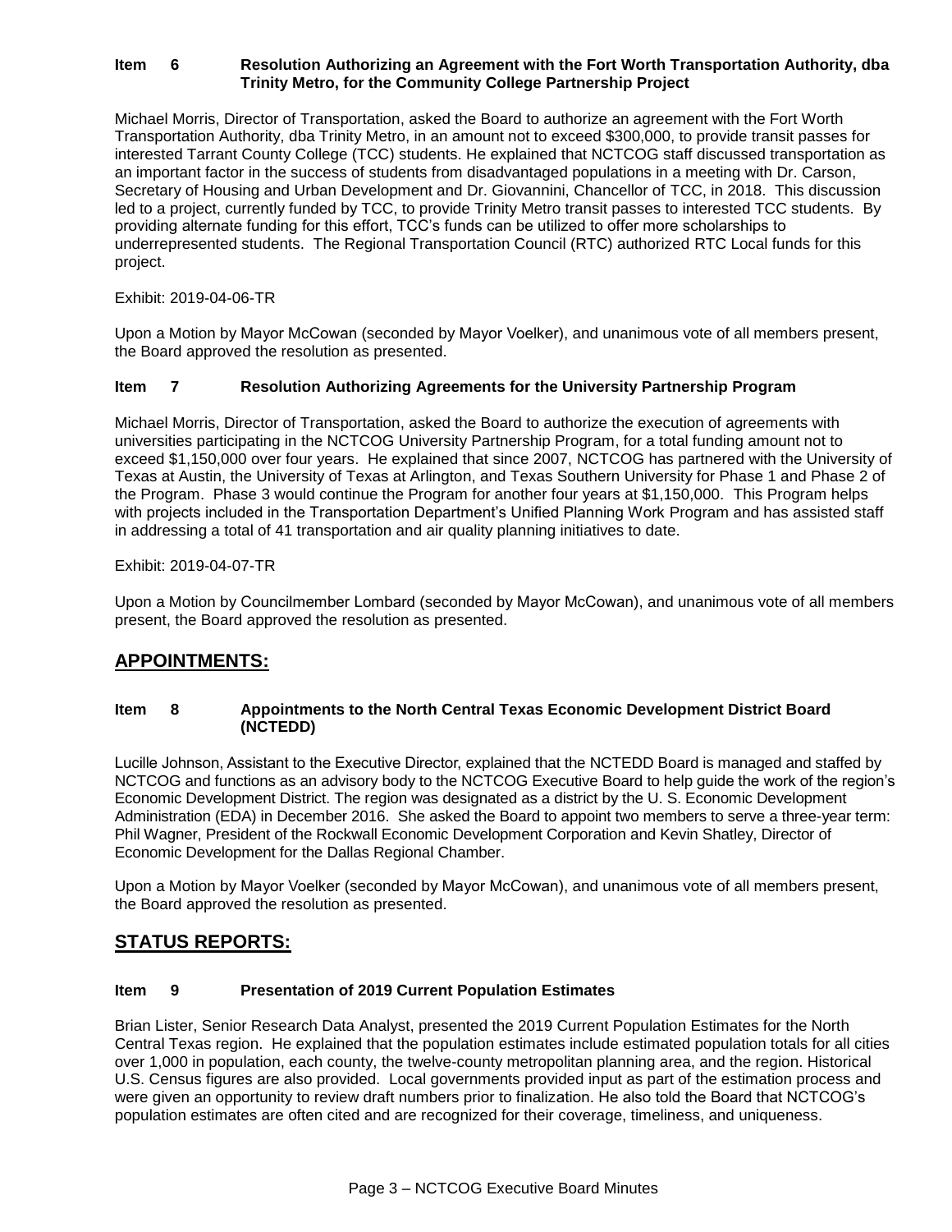**Item 6 Resolution Authorizing an Agreement with the Fort Worth Transportation Authority, dba Trinity Metro, for the Community College Partnership Project**

Michael Morris, Director of Transportation, asked the Board to authorize an agreement with the Fort Worth Transportation Authority, dba Trinity Metro, in an amount not to exceed $300,000, to provide transit passes for interested Tarrant County College (TCC) students. He explained that NCTCOG staff discussed transportation as an important factor in the success of students from disadvantaged populations in a meeting with Dr. Carson, Secretary of Housing and Urban Development and Dr. Giovannini, Chancellor of TCC, in 2018. This discussion led to a project, currently funded by TCC, to provide Trinity Metro transit passes to interested TCC students. By providing alternate funding for this effort, TCC's funds can be utilized to offer more scholarships to underrepresented students. The Regional Transportation Council (RTC) authorized RTC Local funds for this project.

Exhibit: 2019-04-06-TR

Upon a Motion by Mayor McCowan (seconded by Mayor Voelker), and unanimous vote of all members present, the Board approved the resolution as presented.

**Item 7 Resolution Authorizing Agreements for the University Partnership Program**

Michael Morris, Director of Transportation, asked the Board to authorize the execution of agreements with universities participating in the NCTCOG University Partnership Program, for a total funding amount not to exceed $1,150,000 over four years. He explained that since 2007, NCTCOG has partnered with the University of Texas at Austin, the University of Texas at Arlington, and Texas Southern University for Phase 1 and Phase 2 of the Program. Phase 3 would continue the Program for another four years at $1,150,000. This Program helps with projects included in the Transportation Department's Unified Planning Work Program and has assisted staff in addressing a total of 41 transportation and air quality planning initiatives to date.

Exhibit: 2019-04-07-TR

Upon a Motion by Councilmember Lombard (seconded by Mayor McCowan), and unanimous vote of all members present, the Board approved the resolution as presented.

## APPOINTMENTS:

**Item 8 Appointments to the North Central Texas Economic Development District Board (NCTEDD)**

Lucille Johnson, Assistant to the Executive Director, explained that the NCTEDD Board is managed and staffed by NCTCOG and functions as an advisory body to the NCTCOG Executive Board to help guide the work of the region's Economic Development District. The region was designated as a district by the U. S. Economic Development Administration (EDA) in December 2016. She asked the Board to appoint two members to serve a three-year term: Phil Wagner, President of the Rockwall Economic Development Corporation and Kevin Shatley, Director of Economic Development for the Dallas Regional Chamber.

Upon a Motion by Mayor Voelker (seconded by Mayor McCowan), and unanimous vote of all members present, the Board approved the resolution as presented.

## STATUS REPORTS:

**Item 9 Presentation of 2019 Current Population Estimates**

Brian Lister, Senior Research Data Analyst, presented the 2019 Current Population Estimates for the North Central Texas region. He explained that the population estimates include estimated population totals for all cities over 1,000 in population, each county, the twelve-county metropolitan planning area, and the region. Historical U.S. Census figures are also provided. Local governments provided input as part of the estimation process and were given an opportunity to review draft numbers prior to finalization. He also told the Board that NCTCOG's population estimates are often cited and are recognized for their coverage, timeliness, and uniqueness.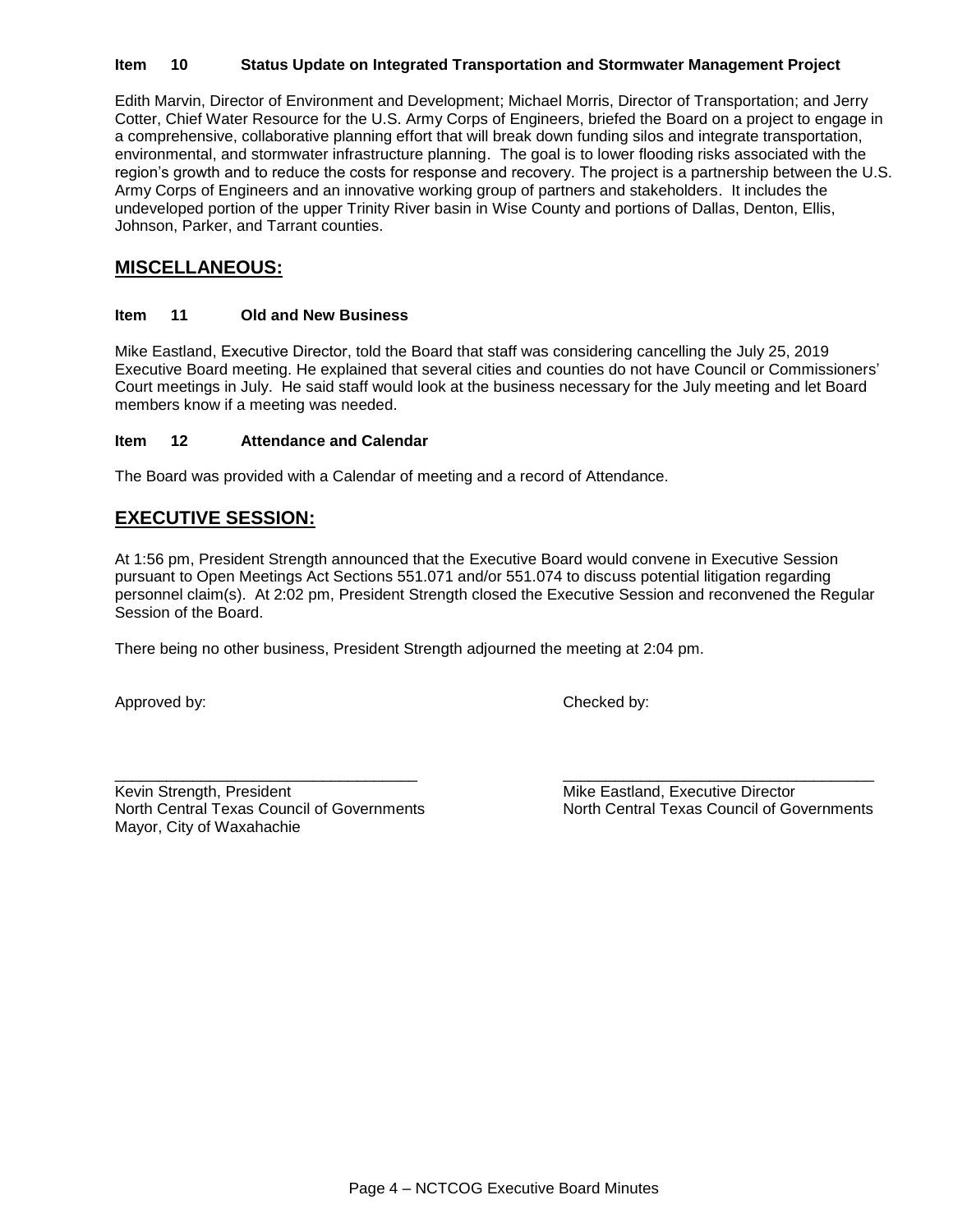**Item 10 Status Update on Integrated Transportation and Stormwater Management Project**

Edith Marvin, Director of Environment and Development; Michael Morris, Director of Transportation; and Jerry Cotter, Chief Water Resource for the U.S. Army Corps of Engineers, briefed the Board on a project to engage in a comprehensive, collaborative planning effort that will break down funding silos and integrate transportation, environmental, and stormwater infrastructure planning. The goal is to lower flooding risks associated with the region's growth and to reduce the costs for response and recovery. The project is a partnership between the U.S. Army Corps of Engineers and an innovative working group of partners and stakeholders. It includes the undeveloped portion of the upper Trinity River basin in Wise County and portions of Dallas, Denton, Ellis, Johnson, Parker, and Tarrant counties.

## MISCELLANEOUS:

**Item 11 Old and New Business**

Mike Eastland, Executive Director, told the Board that staff was considering cancelling the July 25, 2019 Executive Board meeting. He explained that several cities and counties do not have Council or Commissioners' Court meetings in July. He said staff would look at the business necessary for the July meeting and let Board members know if a meeting was needed.

**Item 12 Attendance and Calendar**

The Board was provided with a Calendar of meeting and a record of Attendance.

## EXECUTIVE SESSION:

At 1:56 pm, President Strength announced that the Executive Board would convene in Executive Session pursuant to Open Meetings Act Sections 551.071 and/or 551.074 to discuss potential litigation regarding personnel claim(s). At 2:02 pm, President Strength closed the Executive Session and reconvened the Regular Session of the Board.

There being no other business, President Strength adjourned the meeting at 2:04 pm.

Approved by:

\_\_\_\_\_\_\_\_\_\_\_\_\_\_\_\_\_\_\_\_\_\_\_\_\_\_\_\_\_\_\_\_\_\_\_
Kevin Strength, President
North Central Texas Council of Governments
Mayor, City of Waxahachie

Checked by:

\_\_\_\_\_\_\_\_\_\_\_\_\_\_\_\_\_\_\_\_\_\_\_\_\_\_\_\_\_\_\_\_\_\_\_
Mike Eastland, Executive Director
North Central Texas Council of Governments